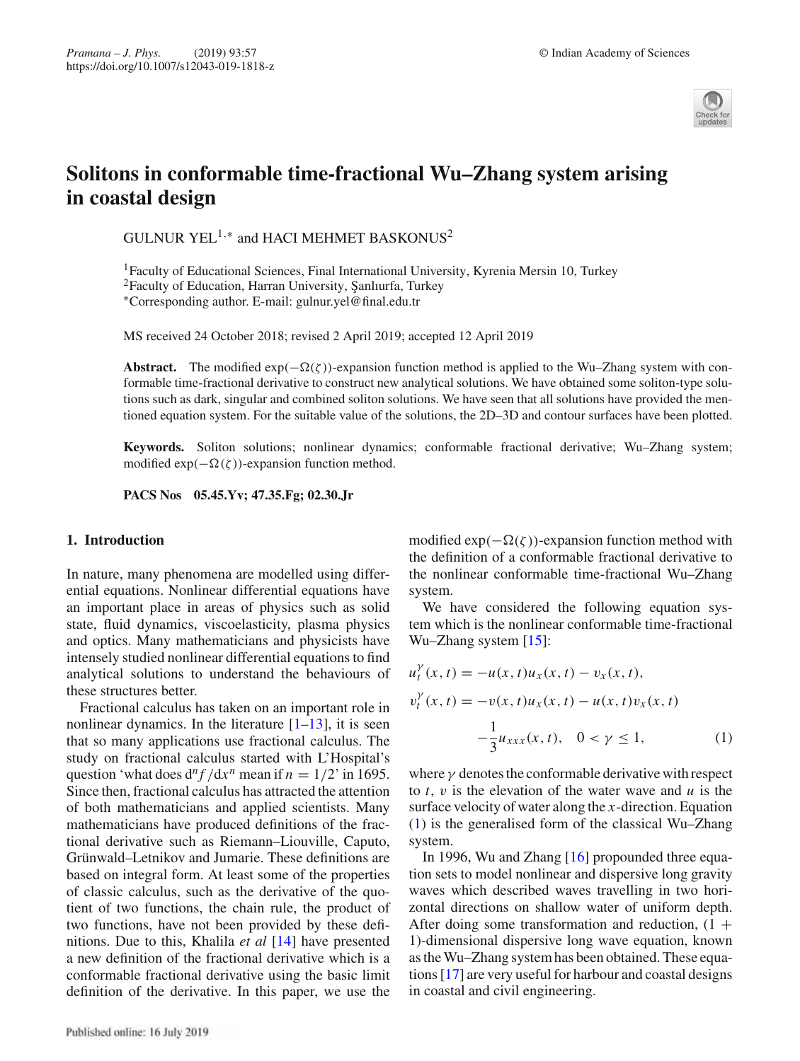# Solitons in conformable time-fractional Wu–Zhang system arising in coastal design

GULNUR YEL[1,*] and HACI MEHMET BASKONUS[2]

[1]Faculty of Educational Sciences, Final International University, Kyrenia Mersin 10, Turkey
[2]Faculty of Education, Harran University, Şanlıurfa, Turkey
[*]Corresponding author. E-mail: gulnur.yel@final.edu.tr

MS received 24 October 2018; revised 2 April 2019; accepted 12 April 2019

**Abstract.** The modified $\exp(-\Omega(\zeta))$-expansion function method is applied to the Wu–Zhang system with conformable time-fractional derivative to construct new analytical solutions. We have obtained some soliton-type solutions such as dark, singular and combined soliton solutions. We have seen that all solutions have provided the mentioned equation system. For the suitable value of the solutions, the 2D–3D and contour surfaces have been plotted.

**Keywords.** Soliton solutions; nonlinear dynamics; conformable fractional derivative; Wu–Zhang system; modified $\exp(-\Omega(\zeta))$-expansion function method.

**PACS Nos 05.45.Yv; 47.35.Fg; 02.30.Jr**

## 1. Introduction

In nature, many phenomena are modelled using differential equations. Nonlinear differential equations have an important place in areas of physics such as solid state, fluid dynamics, viscoelasticity, plasma physics and optics. Many mathematicians and physicists have intensely studied nonlinear differential equations to find analytical solutions to understand the behaviours of these structures better.

Fractional calculus has taken on an important role in nonlinear dynamics. In the literature [1–13], it is seen that so many applications use fractional calculus. The study on fractional calculus started with L'Hospital's question 'what does $\mathrm{d}^n f/\mathrm{d}x^n$ mean if $n = 1/2$' in 1695. Since then, fractional calculus has attracted the attention of both mathematicians and applied scientists. Many mathematicians have produced definitions of the fractional derivative such as Riemann–Liouville, Caputo, Grünwald–Letnikov and Jumarie. These definitions are based on integral form. At least some of the properties of classic calculus, such as the derivative of the quotient of two functions, the chain rule, the product of two functions, have not been provided by these definitions. Due to this, Khalila *et al* [14] have presented a new definition of the fractional derivative which is a conformable fractional derivative using the basic limit definition of the derivative. In this paper, we use the modified $\exp(-\Omega(\zeta))$-expansion function method with the definition of a conformable fractional derivative to the nonlinear conformable time-fractional Wu–Zhang system.

We have considered the following equation system which is the nonlinear conformable time-fractional Wu–Zhang system [15]:

$$
\begin{aligned}
u_t^{\gamma}(x,t) &= -u(x,t)u_x(x,t) - v_x(x,t),\\
v_t^{\gamma}(x,t) &= -v(x,t)u_x(x,t) - u(x,t)v_x(x,t)\\
&\quad -\frac{1}{3}u_{xxx}(x,t), \quad 0<\gamma\le 1,
\end{aligned}
\tag{1}
$$

where $\gamma$ denotes the conformable derivative with respect to $t$, $v$ is the elevation of the water wave and $u$ is the surface velocity of water along the $x$-direction. Equation (1) is the generalised form of the classical Wu–Zhang system.

In 1996, Wu and Zhang [16] propounded three equation sets to model nonlinear and dispersive long gravity waves which described waves travelling in two horizontal directions on shallow water of uniform depth. After doing some transformation and reduction, $(1+1)$-dimensional dispersive long wave equation, known as the Wu–Zhang system has been obtained. These equations [17] are very useful for harbour and coastal designs in coastal and civil engineering.

Published online: 16 July 2019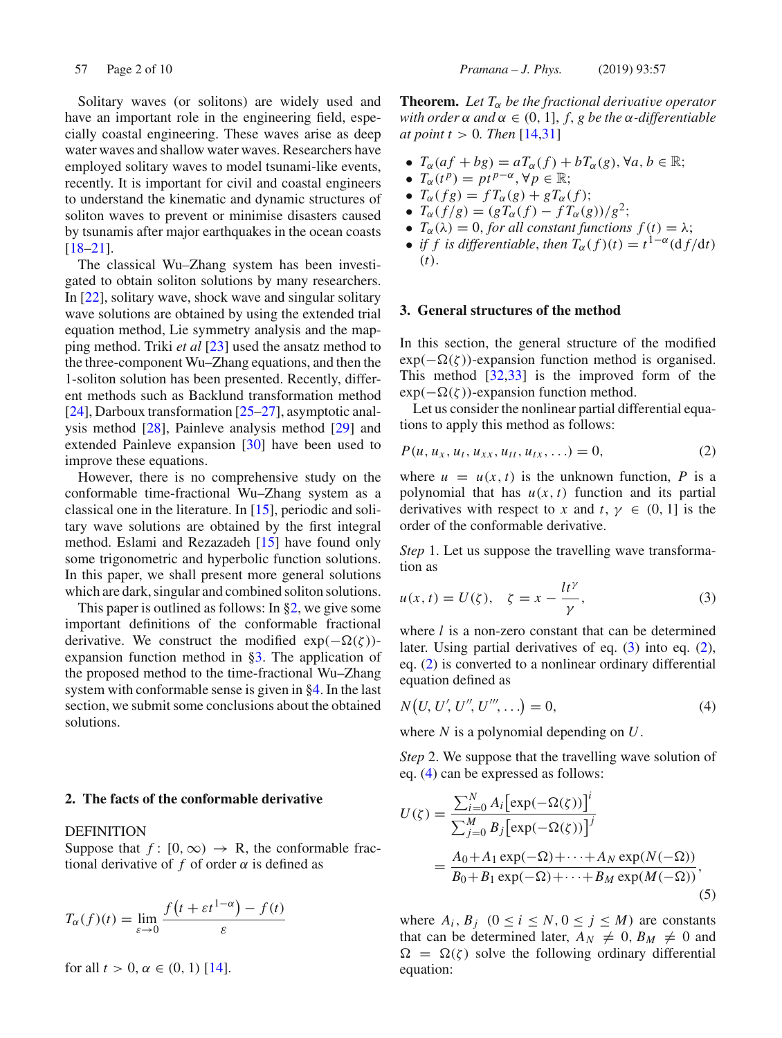Solitary waves (or solitons) are widely used and have an important role in the engineering field, especially coastal engineering. These waves arise as deep water waves and shallow water waves. Researchers have employed solitary waves to model tsunami-like events, recently. It is important for civil and coastal engineers to understand the kinematic and dynamic structures of soliton waves to prevent or minimise disasters caused by tsunamis after major earthquakes in the ocean coasts [18–21].

The classical Wu–Zhang system has been investigated to obtain soliton solutions by many researchers. In [22], solitary wave, shock wave and singular solitary wave solutions are obtained by using the extended trial equation method, Lie symmetry analysis and the mapping method. Triki *et al* [23] used the ansatz method to the three-component Wu–Zhang equations, and then the 1-soliton solution has been presented. Recently, different methods such as Backlund transformation method [24], Darboux transformation [25–27], asymptotic analysis method [28], Painleve analysis method [29] and extended Painleve expansion [30] have been used to improve these equations.

However, there is no comprehensive study on the conformable time-fractional Wu–Zhang system as a classical one in the literature. In [15], periodic and solitary wave solutions are obtained by the first integral method. Eslami and Rezazadeh [15] have found only some trigonometric and hyperbolic function solutions. In this paper, we shall present more general solutions which are dark, singular and combined soliton solutions.

This paper is outlined as follows: In §2, we give some important definitions of the conformable fractional derivative. We construct the modified $\exp(-\Omega(\zeta))$-expansion function method in §3. The application of the proposed method to the time-fractional Wu–Zhang system with conformable sense is given in §4. In the last section, we submit some conclusions about the obtained solutions.

## 2. The facts of the conformable derivative

DEFINITION

Suppose that $f: [0, \infty) \to R$, the conformable fractional derivative of $f$ of order $\alpha$ is defined as

$$T_\alpha(f)(t) = \lim_{\varepsilon \to 0} \frac{f\left(t + \varepsilon t^{1-\alpha}\right) - f(t)}{\varepsilon}$$

for all $t > 0$, $\alpha \in (0, 1)$ [14].

**Theorem.** *Let $T_\alpha$ be the fractional derivative operator with order $\alpha$ and $\alpha \in (0, 1]$, $f, g$ be the $\alpha$-differentiable at point $t > 0$. Then* [14,31]

- $T_\alpha(af + bg) = aT_\alpha(f) + bT_\alpha(g), \forall a, b \in \mathbb{R}$;
- $T_\alpha(t^p) = pt^{p-\alpha}, \forall p \in \mathbb{R}$;
- $T_\alpha(fg) = fT_\alpha(g) + gT_\alpha(f)$;
- $T_\alpha(f/g) = (gT_\alpha(f) - fT_\alpha(g))/g^2$;
- $T_\alpha(\lambda) = 0$, *for all constant functions* $f(t) = \lambda$;
- *if $f$ is differentiable, then* $T_\alpha(f)(t) = t^{1-\alpha}(\mathrm{d}f/\mathrm{d}t)(t)$.

## 3. General structures of the method

In this section, the general structure of the modified $\exp(-\Omega(\zeta))$-expansion function method is organised. This method [32,33] is the improved form of the $\exp(-\Omega(\zeta))$-expansion function method.

Let us consider the nonlinear partial differential equations to apply this method as follows:

$$P(u, u_x, u_t, u_{xx}, u_{tt}, u_{tx}, \ldots) = 0, \tag{2}$$

where $u = u(x, t)$ is the unknown function, $P$ is a polynomial that has $u(x, t)$ function and its partial derivatives with respect to $x$ and $t$, $\gamma \in (0, 1]$ is the order of the conformable derivative.

*Step* 1. Let us suppose the travelling wave transformation as

$$u(x, t) = U(\zeta), \quad \zeta = x - \frac{lt^\gamma}{\gamma}, \tag{3}$$

where $l$ is a non-zero constant that can be determined later. Using partial derivatives of eq. (3) into eq. (2), eq. (2) is converted to a nonlinear ordinary differential equation defined as

$$N\left(U, U', U'', U''', \ldots\right) = 0, \tag{4}$$

where $N$ is a polynomial depending on $U$.

*Step* 2. We suppose that the travelling wave solution of eq. (4) can be expressed as follows:

$$\begin{aligned} U(\zeta) &= \frac{\sum_{i=0}^{N} A_i\left[\exp(-\Omega(\zeta))\right]^i}{\sum_{j=0}^{M} B_j\left[\exp(-\Omega(\zeta))\right]^j} \\ &= \frac{A_0 + A_1 \exp(-\Omega) + \cdots + A_N \exp(N(-\Omega))}{B_0 + B_1 \exp(-\Omega) + \cdots + B_M \exp(M(-\Omega))}, \end{aligned} \tag{5}$$

where $A_i, B_j$ $(0 \leq i \leq N, 0 \leq j \leq M)$ are constants that can be determined later, $A_N \neq 0$, $B_M \neq 0$ and $\Omega = \Omega(\zeta)$ solve the following ordinary differential equation: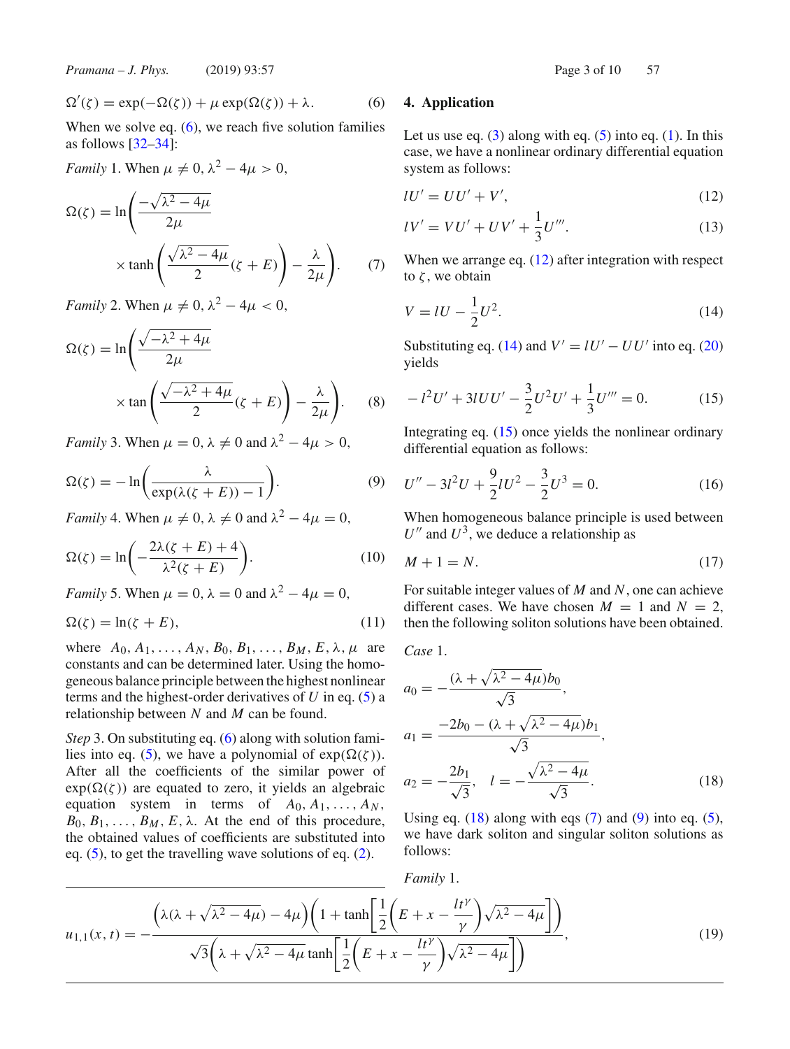$$\Omega'(\zeta) = \exp(-\Omega(\zeta)) + \mu \exp(\Omega(\zeta)) + \lambda. \tag{6}$$

When we solve eq. (6), we reach five solution families as follows [32–34]:

*Family* 1. When $\mu \neq 0$, $\lambda^2 - 4\mu > 0$,

$$\Omega(\zeta) = \ln\left(\frac{-\sqrt{\lambda^2 - 4\mu}}{2\mu} \times \tanh\left(\frac{\sqrt{\lambda^2 - 4\mu}}{2}(\zeta + E)\right) - \frac{\lambda}{2\mu}\right). \tag{7}$$

*Family* 2. When $\mu \neq 0$, $\lambda^2 - 4\mu < 0$,

$$\Omega(\zeta) = \ln\left(\frac{\sqrt{-\lambda^2 + 4\mu}}{2\mu} \times \tan\left(\frac{\sqrt{-\lambda^2 + 4\mu}}{2}(\zeta + E)\right) - \frac{\lambda}{2\mu}\right). \tag{8}$$

*Family* 3. When $\mu = 0$, $\lambda \neq 0$ and $\lambda^2 - 4\mu > 0$,

$$\Omega(\zeta) = -\ln\left(\frac{\lambda}{\exp(\lambda(\zeta + E)) - 1}\right). \tag{9}$$

*Family* 4. When $\mu \neq 0$, $\lambda \neq 0$ and $\lambda^2 - 4\mu = 0$,

$$\Omega(\zeta) = \ln\left(-\frac{2\lambda(\zeta + E) + 4}{\lambda^2(\zeta + E)}\right). \tag{10}$$

*Family* 5. When $\mu = 0$, $\lambda = 0$ and $\lambda^2 - 4\mu = 0$,

$$\Omega(\zeta) = \ln(\zeta + E), \tag{11}$$

where $A_0, A_1, \ldots, A_N, B_0, B_1, \ldots, B_M, E, \lambda, \mu$ are constants and can be determined later. Using the homogeneous balance principle between the highest nonlinear terms and the highest-order derivatives of $U$ in eq. (5) a relationship between $N$ and $M$ can be found.

*Step* 3. On substituting eq. (6) along with solution families into eq. (5), we have a polynomial of $\exp(\Omega(\zeta))$. After all the coefficients of the similar power of $\exp(\Omega(\zeta))$ are equated to zero, it yields an algebraic equation system in terms of $A_0, A_1, \ldots, A_N$, $B_0, B_1, \ldots, B_M, E, \lambda$. At the end of this procedure, the obtained values of coefficients are substituted into eq. (5), to get the travelling wave solutions of eq. (2).

## 4. Application

Let us use eq. (3) along with eq. (5) into eq. (1). In this case, we have a nonlinear ordinary differential equation system as follows:

$$lU' = UU' + V', \tag{12}$$

$$lV' = VU' + UV' + \frac{1}{3}U'''. \tag{13}$$

When we arrange eq. (12) after integration with respect to $\zeta$, we obtain

$$V = lU - \frac{1}{2}U^2. \tag{14}$$

Substituting eq. (14) and $V' = lU' - UU'$ into eq. (20) yields

$$-l^2U' + 3lUU' - \frac{3}{2}U^2U' + \frac{1}{3}U''' = 0. \tag{15}$$

Integrating eq. (15) once yields the nonlinear ordinary differential equation as follows:

$$U'' - 3l^2U + \frac{9}{2}lU^2 - \frac{3}{2}U^3 = 0. \tag{16}$$

When homogeneous balance principle is used between $U''$ and $U^3$, we deduce a relationship as

$$M + 1 = N. \tag{17}$$

For suitable integer values of $M$ and $N$, one can achieve different cases. We have chosen $M = 1$ and $N = 2$, then the following soliton solutions have been obtained.

*Case* 1.

$$a_0 = -\frac{(\lambda + \sqrt{\lambda^2 - 4\mu})b_0}{\sqrt{3}},$$

$$a_1 = \frac{-2b_0 - (\lambda + \sqrt{\lambda^2 - 4\mu})b_1}{\sqrt{3}},$$

$$a_2 = -\frac{2b_1}{\sqrt{3}}, \quad l = -\frac{\sqrt{\lambda^2 - 4\mu}}{\sqrt{3}}. \tag{18}$$

Using eq. (18) along with eqs (7) and (9) into eq. (5), we have dark soliton and singular soliton solutions as follows:

*Family* 1.

$$u_{1,1}(x,t) = -\frac{\left(\lambda(\lambda + \sqrt{\lambda^2 - 4\mu}) - 4\mu\right)\left(1 + \tanh\left[\frac{1}{2}\left(E + x - \frac{lt^\gamma}{\gamma}\right)\sqrt{\lambda^2 - 4\mu}\right]\right)}{\sqrt{3}\left(\lambda + \sqrt{\lambda^2 - 4\mu}\tanh\left[\frac{1}{2}\left(E + x - \frac{lt^\gamma}{\gamma}\right)\sqrt{\lambda^2 - 4\mu}\right]\right)}, \tag{19}$$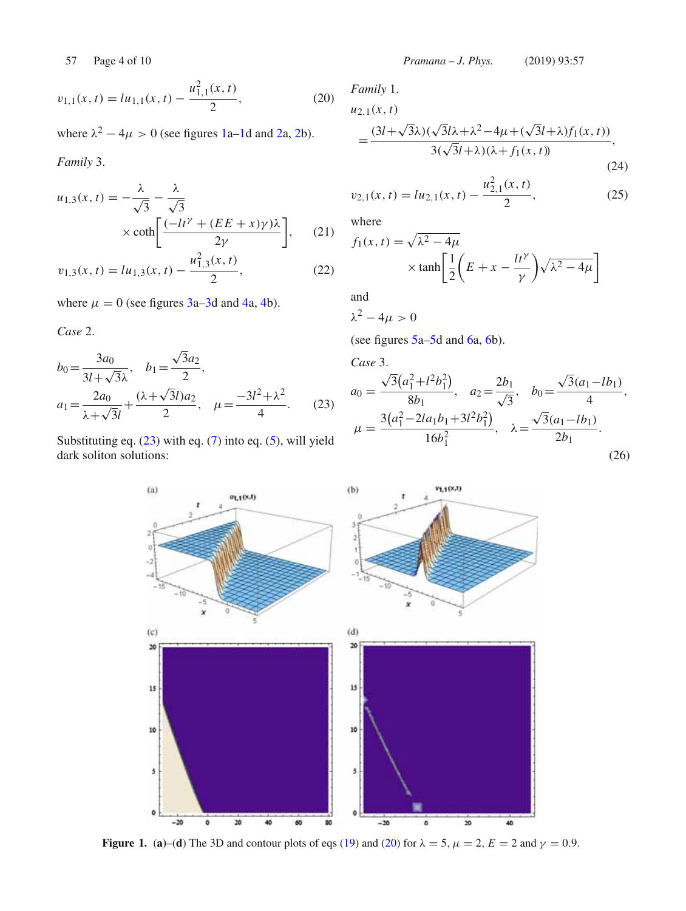$$v_{1,1}(x,t) = l u_{1,1}(x,t) - \frac{u_{1,1}^2(x,t)}{2}, \tag{20}$$

where $\lambda^2 - 4\mu > 0$ (see figures 1a–1d and 2a, 2b).

*Family* 3.

$$u_{1,3}(x,t) = -\frac{\lambda}{\sqrt{3}} - \frac{\lambda}{\sqrt{3}} \times \coth\left[\frac{(-lt^{\gamma} + (EE + x)\gamma)\lambda}{2\gamma}\right], \tag{21}$$

$$v_{1,3}(x,t) = l u_{1,3}(x,t) - \frac{u_{1,3}^2(x,t)}{2}, \tag{22}$$

where $\mu = 0$ (see figures 3a–3d and 4a, 4b).

*Case* 2.

$$b_0 = \frac{3a_0}{3l + \sqrt{3}\lambda}, \quad b_1 = \frac{\sqrt{3}a_2}{2},$$
$$a_1 = \frac{2a_0}{\lambda + \sqrt{3}l} + \frac{(\lambda + \sqrt{3}l)a_2}{2}, \quad \mu = \frac{-3l^2 + \lambda^2}{4}. \tag{23}$$

Substituting eq. (23) with eq. (7) into eq. (5), will yield dark soliton solutions:

*Family* 1.

$$u_{2,1}(x,t) = \frac{(3l + \sqrt{3}\lambda)(\sqrt{3}l\lambda + \lambda^2 - 4\mu + (\sqrt{3}l + \lambda)f_1(x,t))}{3(\sqrt{3}l + \lambda)(\lambda + f_1(x,t))}, \tag{24}$$

$$v_{2,1}(x,t) = l u_{2,1}(x,t) - \frac{u_{2,1}^2(x,t)}{2}, \tag{25}$$

where

$$f_1(x,t) = \sqrt{\lambda^2 - 4\mu} \times \tanh\left[\frac{1}{2}\left(E + x - \frac{lt^{\gamma}}{\gamma}\right)\sqrt{\lambda^2 - 4\mu}\right]$$

and

$\lambda^2 - 4\mu > 0$

(see figures 5a–5d and 6a, 6b).

*Case* 3.

$$a_0 = \frac{\sqrt{3}(a_1^2 + l^2 b_1^2)}{8b_1}, \quad a_2 = \frac{2b_1}{\sqrt{3}}, \quad b_0 = \frac{\sqrt{3}(a_1 - lb_1)}{4},$$
$$\mu = \frac{3(a_1^2 - 2la_1b_1 + 3l^2b_1^2)}{16b_1^2}, \quad \lambda = \frac{\sqrt{3}(a_1 - lb_1)}{2b_1}. \tag{26}$$

**Figure 1.** **(a)–(d)** The 3D and contour plots of eqs (19) and (20) for $\lambda = 5$, $\mu = 2$, $E = 2$ and $\gamma = 0.9$.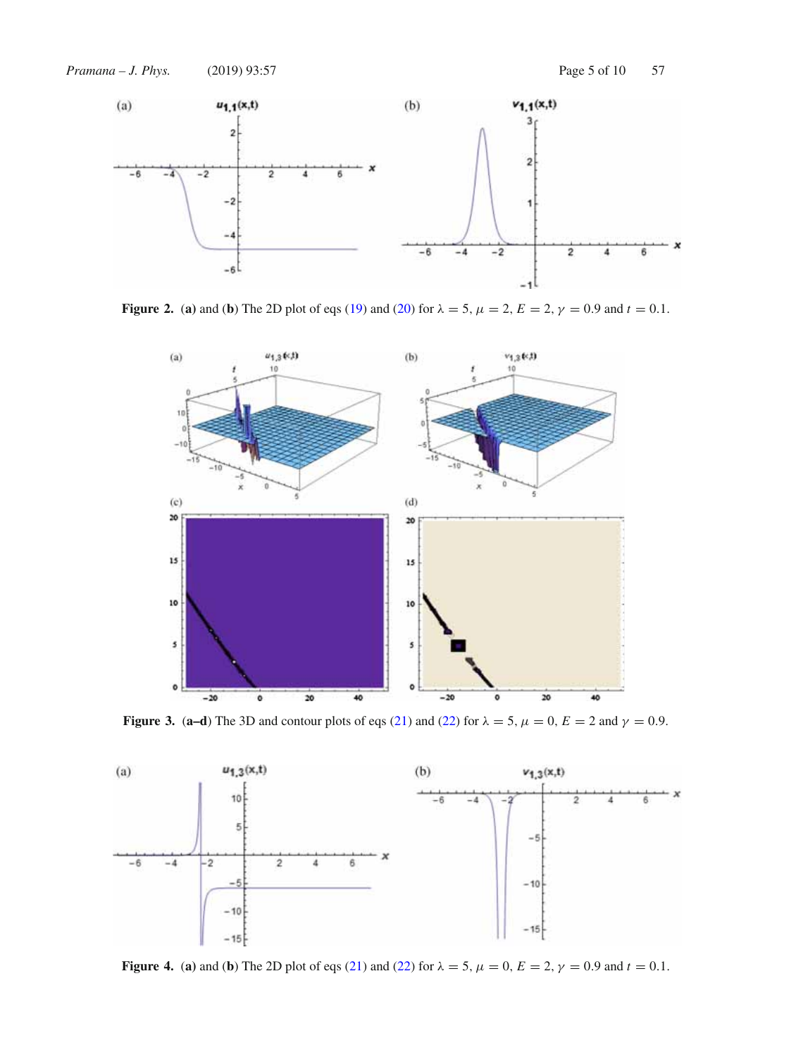**Figure 2.** (**a**) and (**b**) The 2D plot of eqs (19) and (20) for $\lambda = 5$, $\mu = 2$, $E = 2$, $\gamma = 0.9$ and $t = 0.1$.

**Figure 3.** (**a–d**) The 3D and contour plots of eqs (21) and (22) for $\lambda = 5$, $\mu = 0$, $E = 2$ and $\gamma = 0.9$.

**Figure 4.** (**a**) and (**b**) The 2D plot of eqs (21) and (22) for $\lambda = 5$, $\mu = 0$, $E = 2$, $\gamma = 0.9$ and $t = 0.1$.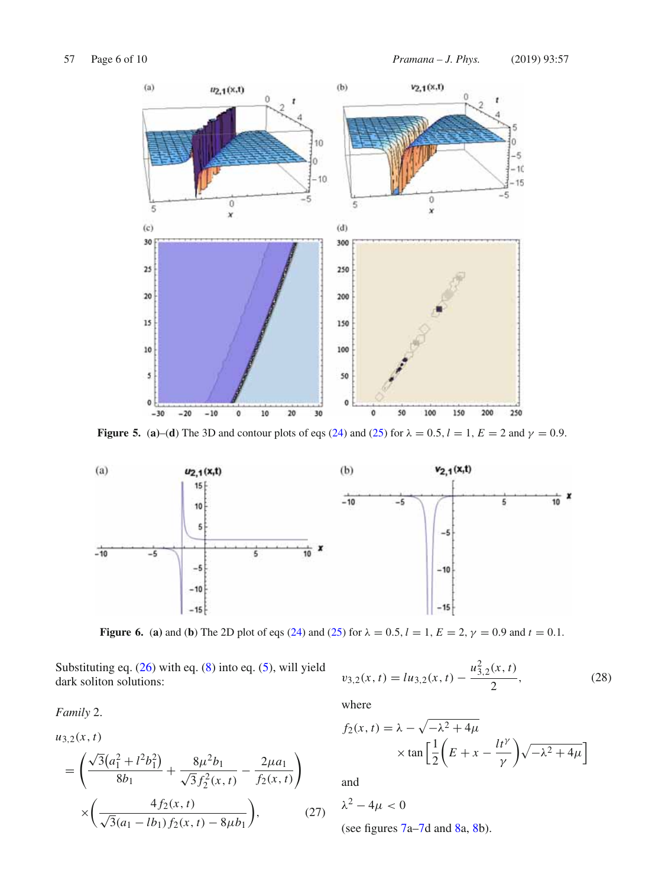**Figure 5.** **(a)**–**(d)** The 3D and contour plots of eqs (24) and (25) for $\lambda = 0.5$, $l = 1$, $E = 2$ and $\gamma = 0.9$.

**Figure 6.** **(a)** and **(b)** The 2D plot of eqs (24) and (25) for $\lambda = 0.5$, $l = 1$, $E = 2$, $\gamma = 0.9$ and $t = 0.1$.

Substituting eq. (26) with eq. (8) into eq. (5), will yield dark soliton solutions:

*Family* 2.

$$u_{3,2}(x,t) = \left(\frac{\sqrt{3}(a_1^2 + l^2 b_1^2)}{8b_1} + \frac{8\mu^2 b_1}{\sqrt{3} f_2^2(x,t)} - \frac{2\mu a_1}{f_2(x,t)}\right) \times \left(\frac{4 f_2(x,t)}{\sqrt{3}(a_1 - l b_1) f_2(x,t) - 8\mu b_1}\right), \tag{27}$$

$$v_{3,2}(x,t) = l u_{3,2}(x,t) - \frac{u_{3,2}^2(x,t)}{2}, \tag{28}$$

where

$$f_2(x,t) = \lambda - \sqrt{-\lambda^2 + 4\mu} \times \tan\left[\frac{1}{2}\left(E + x - \frac{l t^\gamma}{\gamma}\right)\sqrt{-\lambda^2 + 4\mu}\right]$$

and

$$\lambda^2 - 4\mu < 0$$

(see figures 7a–7d and 8a, 8b).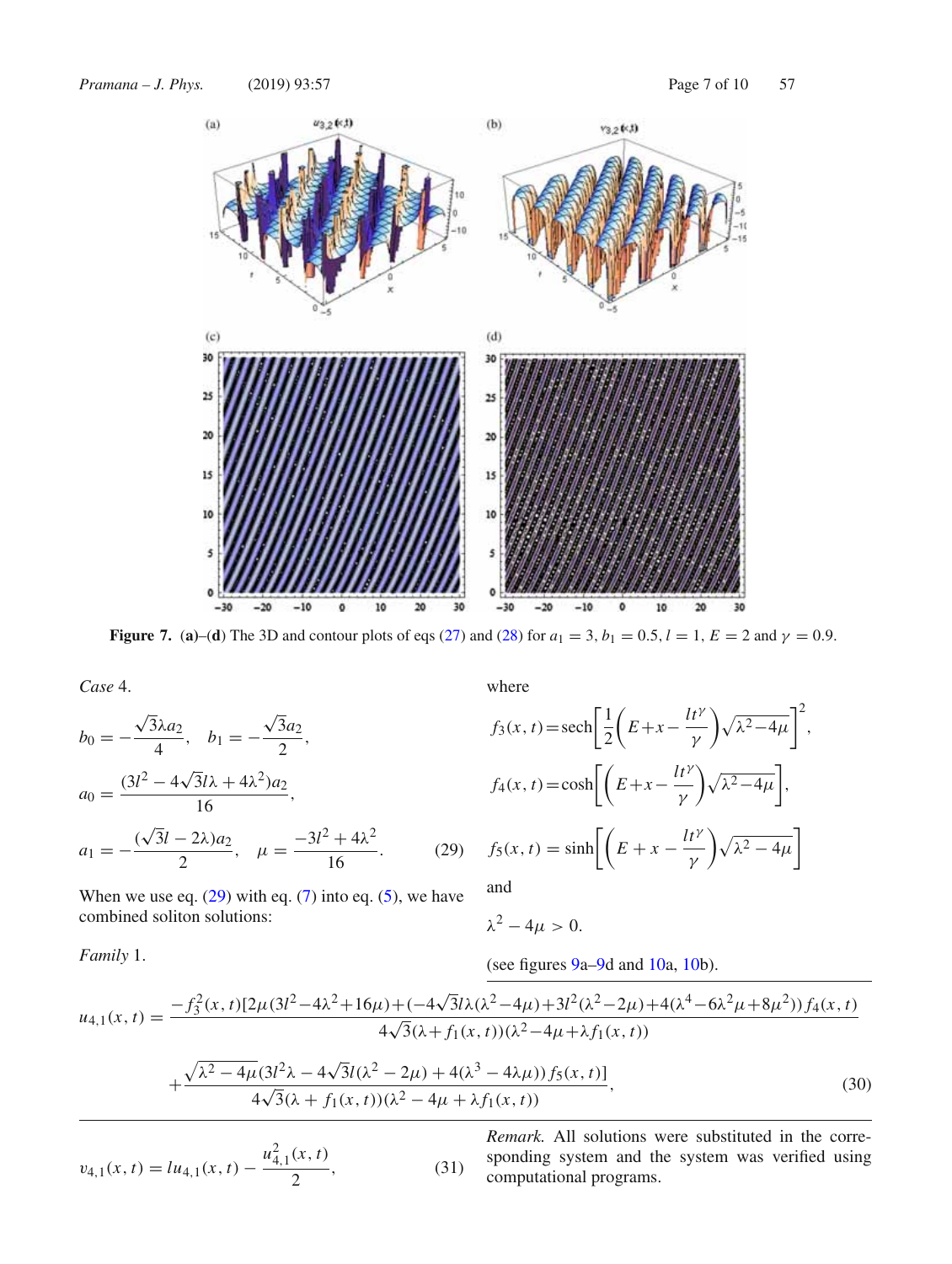**Figure 7.** (**a**)–(**d**) The 3D and contour plots of eqs (27) and (28) for $a_1 = 3$, $b_1 = 0.5$, $l = 1$, $E = 2$ and $\gamma = 0.9$.

*Case* 4.

$$b_0 = -\frac{\sqrt{3}\lambda a_2}{4}, \quad b_1 = -\frac{\sqrt{3}a_2}{2},$$

$$a_0 = \frac{(3l^2 - 4\sqrt{3}l\lambda + 4\lambda^2)a_2}{16},$$

$$a_1 = -\frac{(\sqrt{3}l - 2\lambda)a_2}{2}, \quad \mu = \frac{-3l^2 + 4\lambda^2}{16}. \tag{29}$$

When we use eq. (29) with eq. (7) into eq. (5), we have combined soliton solutions:

*Family* 1.

where

$$f_3(x,t) = \operatorname{sech}\left[\frac{1}{2}\left(E + x - \frac{lt^{\gamma}}{\gamma}\right)\sqrt{\lambda^2 - 4\mu}\right]^2,$$

$$f_4(x,t) = \cosh\left[\left(E + x - \frac{lt^{\gamma}}{\gamma}\right)\sqrt{\lambda^2 - 4\mu}\right],$$

$$f_5(x,t) = \sinh\left[\left(E + x - \frac{lt^{\gamma}}{\gamma}\right)\sqrt{\lambda^2 - 4\mu}\right]$$

and

$$\lambda^2 - 4\mu > 0.$$

(see figures 9a–9d and 10a, 10b).

$$u_{4,1}(x,t) = \frac{-f_3^2(x,t)[2\mu(3l^2 - 4\lambda^2 + 16\mu) + (-4\sqrt{3}l\lambda(\lambda^2 - 4\mu) + 3l^2(\lambda^2 - 2\mu) + 4(\lambda^4 - 6\lambda^2\mu + 8\mu^2))f_4(x,t)}{4\sqrt{3}(\lambda + f_1(x,t))(\lambda^2 - 4\mu + \lambda f_1(x,t))}$$

$$+ \frac{\sqrt{\lambda^2 - 4\mu}(3l^2\lambda - 4\sqrt{3}l(\lambda^2 - 2\mu) + 4(\lambda^3 - 4\lambda\mu))f_5(x,t)]}{4\sqrt{3}(\lambda + f_1(x,t))(\lambda^2 - 4\mu + \lambda f_1(x,t))}, \tag{30}$$

$$v_{4,1}(x,t) = l u_{4,1}(x,t) - \frac{u_{4,1}^2(x,t)}{2}, \tag{31}$$

*Remark.* All solutions were substituted in the corresponding system and the system was verified using computational programs.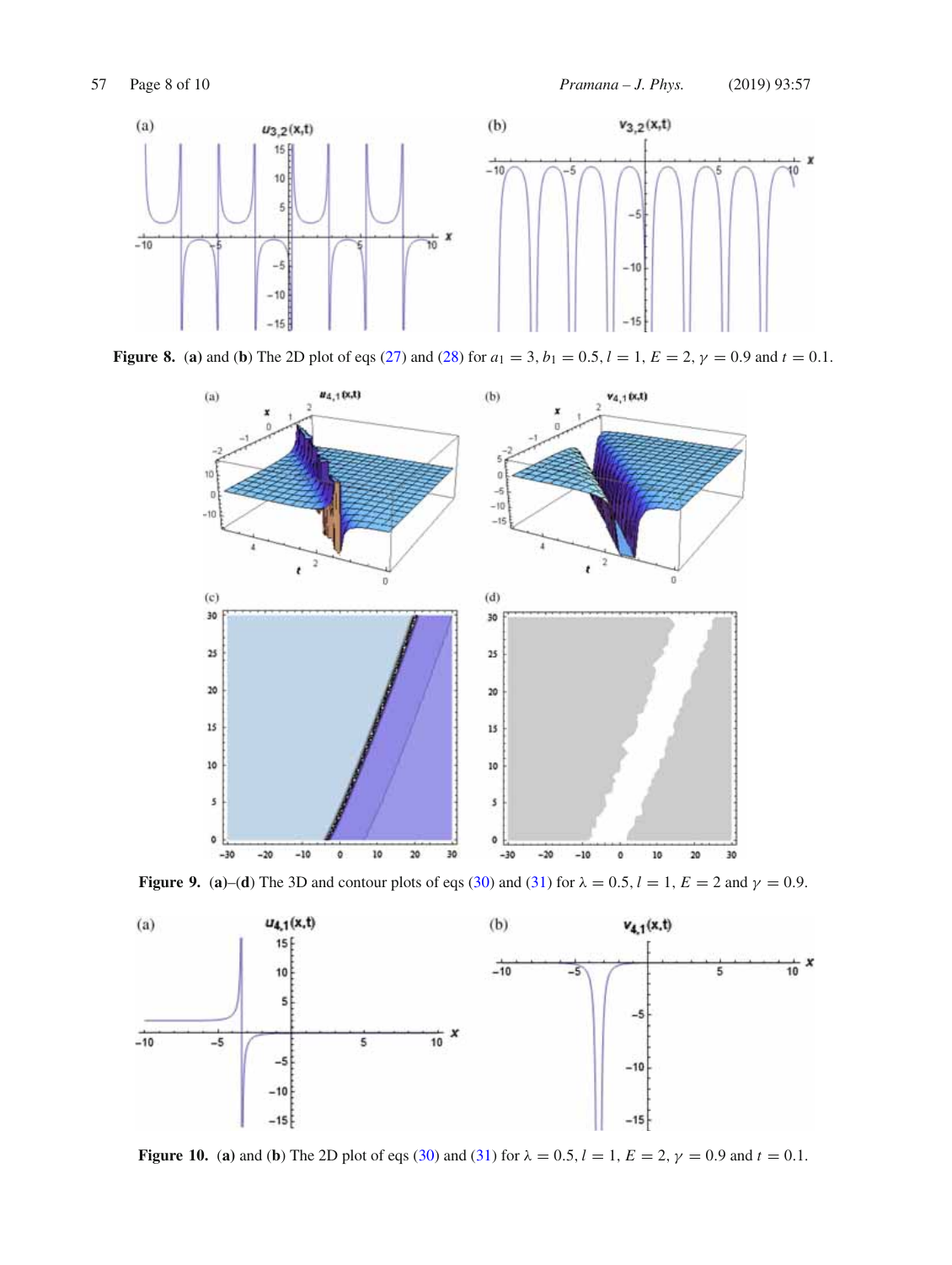**Figure 8.** (**a**) and (**b**) The 2D plot of eqs (27) and (28) for $a_1 = 3$, $b_1 = 0.5$, $l = 1$, $E = 2$, $\gamma = 0.9$ and $t = 0.1$.

**Figure 9.** (**a**)–(**d**) The 3D and contour plots of eqs (30) and (31) for $\lambda = 0.5$, $l = 1$, $E = 2$ and $\gamma = 0.9$.

**Figure 10.** (**a**) and (**b**) The 2D plot of eqs (30) and (31) for $\lambda = 0.5$, $l = 1$, $E = 2$, $\gamma = 0.9$ and $t = 0.1$.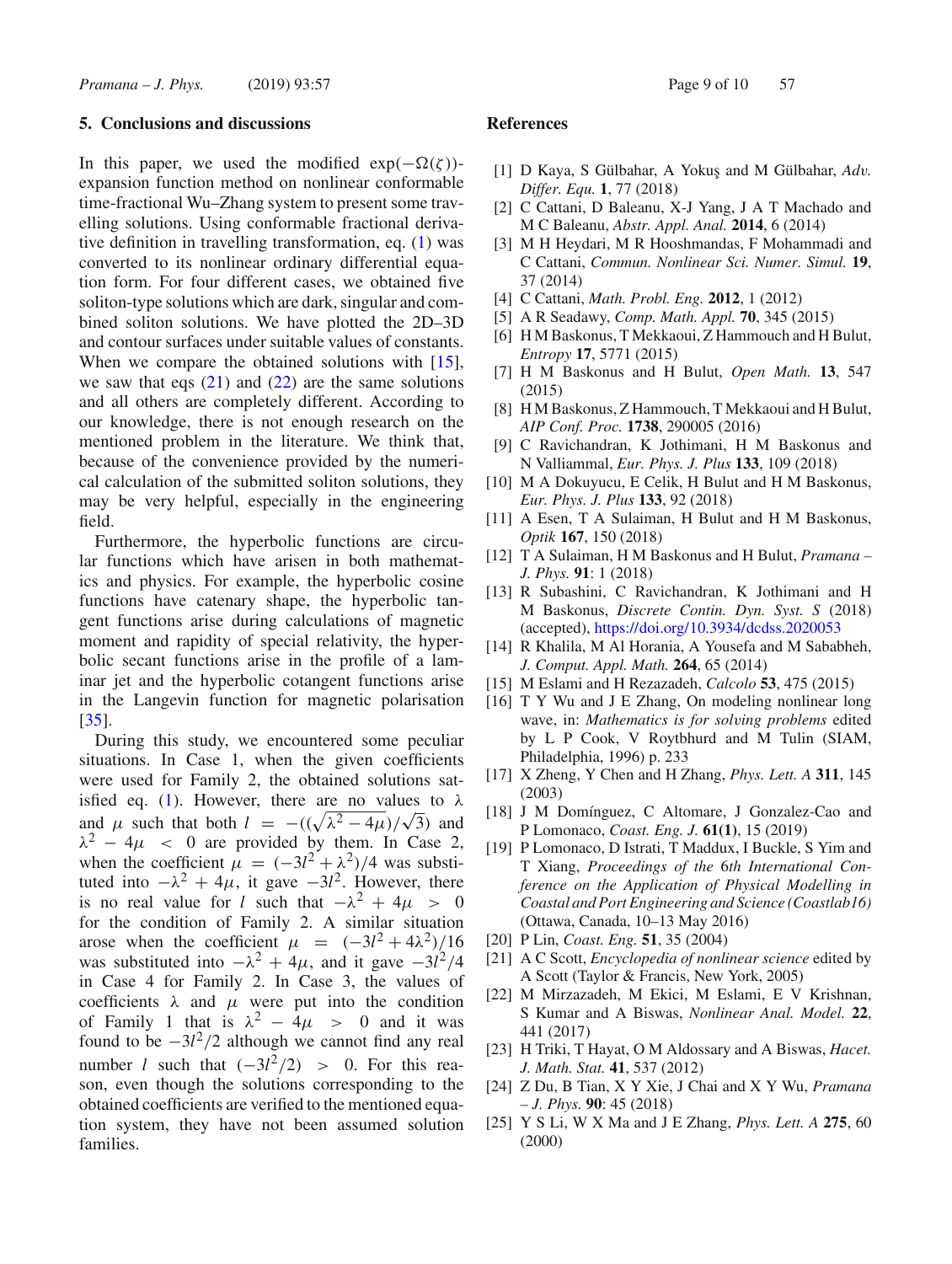## 5. Conclusions and discussions

In this paper, we used the modified $\exp(-\Omega(\zeta))$-expansion function method on nonlinear conformable time-fractional Wu–Zhang system to present some travelling solutions. Using conformable fractional derivative definition in travelling transformation, eq. (1) was converted to its nonlinear ordinary differential equation form. For four different cases, we obtained five soliton-type solutions which are dark, singular and combined soliton solutions. We have plotted the 2D–3D and contour surfaces under suitable values of constants. When we compare the obtained solutions with [15], we saw that eqs (21) and (22) are the same solutions and all others are completely different. According to our knowledge, there is not enough research on the mentioned problem in the literature. We think that, because of the convenience provided by the numerical calculation of the submitted soliton solutions, they may be very helpful, especially in the engineering field.

Furthermore, the hyperbolic functions are circular functions which have arisen in both mathematics and physics. For example, the hyperbolic cosine functions have catenary shape, the hyperbolic tangent functions arise during calculations of magnetic moment and rapidity of special relativity, the hyperbolic secant functions arise in the profile of a laminar jet and the hyperbolic cotangent functions arise in the Langevin function for magnetic polarisation [35].

During this study, we encountered some peculiar situations. In Case 1, when the given coefficients were used for Family 2, the obtained solutions satisfied eq. (1). However, there are no values to $\lambda$ and $\mu$ such that both $l = -((\sqrt{\lambda^2 - 4\mu})/\sqrt{3})$ and $\lambda^2 - 4\mu < 0$ are provided by them. In Case 2, when the coefficient $\mu = (-3l^2 + \lambda^2)/4$ was substituted into $-\lambda^2 + 4\mu$, it gave $-3l^2$. However, there is no real value for $l$ such that $-\lambda^2 + 4\mu > 0$ for the condition of Family 2. A similar situation arose when the coefficient $\mu = (-3l^2 + 4\lambda^2)/16$ was substituted into $-\lambda^2 + 4\mu$, and it gave $-3l^2/4$ in Case 4 for Family 2. In Case 3, the values of coefficients $\lambda$ and $\mu$ were put into the condition of Family 1 that is $\lambda^2 - 4\mu > 0$ and it was found to be $-3l^2/2$ although we cannot find any real number $l$ such that $(-3l^2/2) > 0$. For this reason, even though the solutions corresponding to the obtained coefficients are verified to the mentioned equation system, they have not been assumed solution families.

## References

[1] D Kaya, S Gülbahar, A Yokuş and M Gülbahar, *Adv. Differ. Equ.* **1**, 77 (2018)

[2] C Cattani, D Baleanu, X-J Yang, J A T Machado and M C Baleanu, *Abstr. Appl. Anal.* **2014**, 6 (2014)

[3] M H Heydari, M R Hooshmandas, F Mohammadi and C Cattani, *Commun. Nonlinear Sci. Numer. Simul.* **19**, 37 (2014)

[4] C Cattani, *Math. Probl. Eng.* **2012**, 1 (2012)

[5] A R Seadawy, *Comp. Math. Appl.* **70**, 345 (2015)

[6] H M Baskonus, T Mekkaoui, Z Hammouch and H Bulut, *Entropy* **17**, 5771 (2015)

[7] H M Baskonus and H Bulut, *Open Math.* **13**, 547 (2015)

[8] H M Baskonus, Z Hammouch, T Mekkaoui and H Bulut, *AIP Conf. Proc.* **1738**, 290005 (2016)

[9] C Ravichandran, K Jothimani, H M Baskonus and N Valliammal, *Eur. Phys. J. Plus* **133**, 109 (2018)

[10] M A Dokuyucu, E Celik, H Bulut and H M Baskonus, *Eur. Phys. J. Plus* **133**, 92 (2018)

[11] A Esen, T A Sulaiman, H Bulut and H M Baskonus, *Optik* **167**, 150 (2018)

[12] T A Sulaiman, H M Baskonus and H Bulut, *Pramana – J. Phys.* **91**: 1 (2018)

[13] R Subashini, C Ravichandran, K Jothimani and H M Baskonus, *Discrete Contin. Dyn. Syst. S* (2018) (accepted), https://doi.org/10.3934/dcdss.2020053

[14] R Khalila, M Al Horania, A Yousefa and M Sababheh, *J. Comput. Appl. Math.* **264**, 65 (2014)

[15] M Eslami and H Rezazadeh, *Calcolo* **53**, 475 (2015)

[16] T Y Wu and J E Zhang, On modeling nonlinear long wave, in: *Mathematics is for solving problems* edited by L P Cook, V Roytbhurd and M Tulin (SIAM, Philadelphia, 1996) p. 233

[17] X Zheng, Y Chen and H Zhang, *Phys. Lett. A* **311**, 145 (2003)

[18] J M Domínguez, C Altomare, J Gonzalez-Cao and P Lomonaco, *Coast. Eng. J.* **61(1)**, 15 (2019)

[19] P Lomonaco, D Istrati, T Maddux, I Buckle, S Yim and T Xiang, *Proceedings of the 6th International Conference on the Application of Physical Modelling in Coastal and Port Engineering and Science (Coastlab16)* (Ottawa, Canada, 10–13 May 2016)

[20] P Lin, *Coast. Eng.* **51**, 35 (2004)

[21] A C Scott, *Encyclopedia of nonlinear science* edited by A Scott (Taylor & Francis, New York, 2005)

[22] M Mirzazadeh, M Ekici, M Eslami, E V Krishnan, S Kumar and A Biswas, *Nonlinear Anal. Model.* **22**, 441 (2017)

[23] H Triki, T Hayat, O M Aldossary and A Biswas, *Hacet. J. Math. Stat.* **41**, 537 (2012)

[24] Z Du, B Tian, X Y Xie, J Chai and X Y Wu, *Pramana – J. Phys.* **90**: 45 (2018)

[25] Y S Li, W X Ma and J E Zhang, *Phys. Lett. A* **275**, 60 (2000)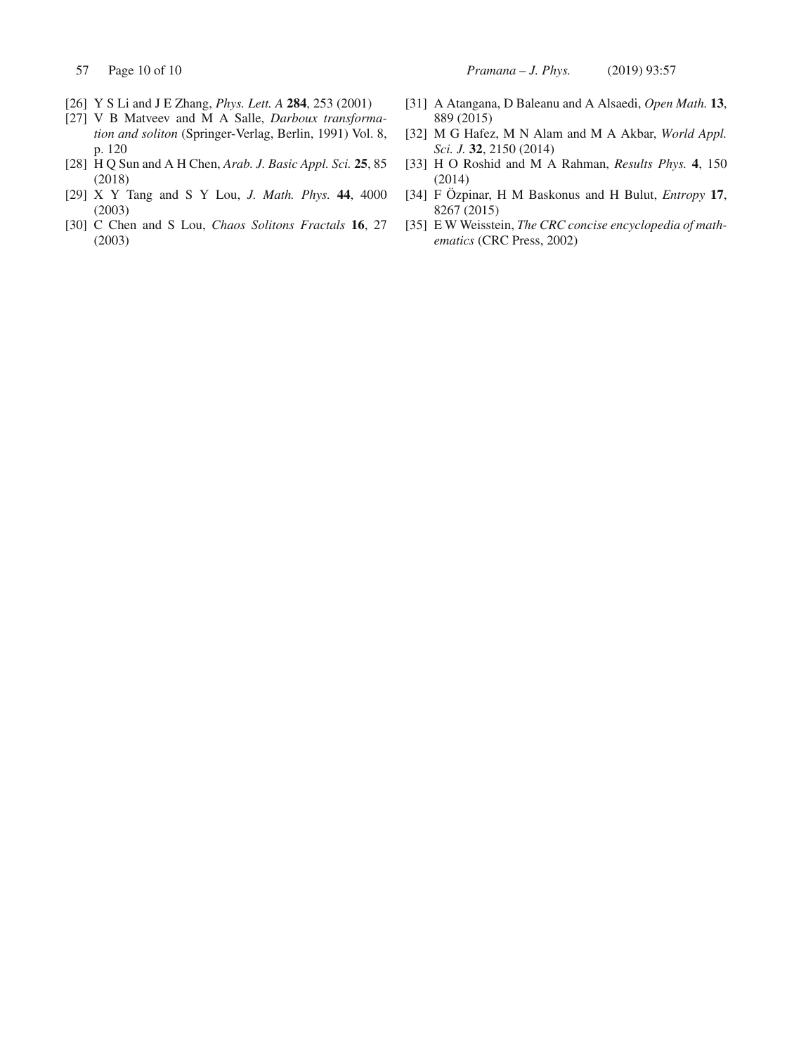[26] Y S Li and J E Zhang, *Phys. Lett. A* **284**, 253 (2001)

[27] V B Matveev and M A Salle, *Darboux transformation and soliton* (Springer-Verlag, Berlin, 1991) Vol. 8, p. 120

[28] H Q Sun and A H Chen, *Arab. J. Basic Appl. Sci.* **25**, 85 (2018)

[29] X Y Tang and S Y Lou, *J. Math. Phys.* **44**, 4000 (2003)

[30] C Chen and S Lou, *Chaos Solitons Fractals* **16**, 27 (2003)

[31] A Atangana, D Baleanu and A Alsaedi, *Open Math.* **13**, 889 (2015)

[32] M G Hafez, M N Alam and M A Akbar, *World Appl. Sci. J.* **32**, 2150 (2014)

[33] H O Roshid and M A Rahman, *Results Phys.* **4**, 150 (2014)

[34] F Özpinar, H M Baskonus and H Bulut, *Entropy* **17**, 8267 (2015)

[35] E W Weisstein, *The CRC concise encyclopedia of mathematics* (CRC Press, 2002)